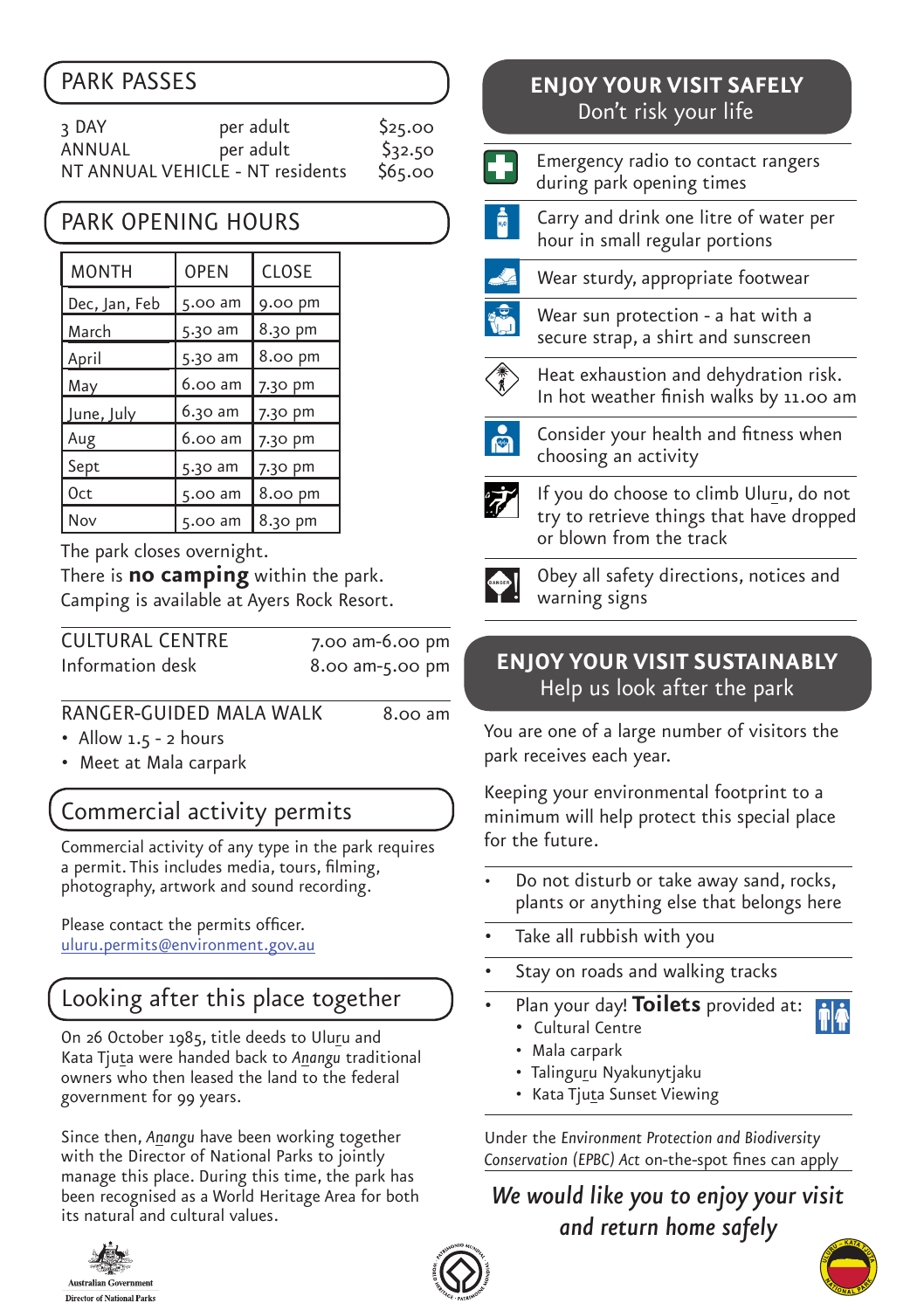## PARK PASSES

| | | |
|---|---|---|
| 3 DAY | per adult | $25.00 |
| ANNUAL | per adult | $32.50 |
| NT ANNUAL VEHICLE - NT residents | | $65.00 |

## PARK OPENING HOURS

| MONTH | OPEN | CLOSE |
|---|---|---|
| Dec, Jan, Feb | 5.00 am | 9.00 pm |
| March | 5.30 am | 8.30 pm |
| April | 5.30 am | 8.00 pm |
| May | 6.00 am | 7.30 pm |
| June, July | 6.30 am | 7.30 pm |
| Aug | 6.00 am | 7.30 pm |
| Sept | 5.30 am | 7.30 pm |
| Oct | 5.00 am | 8.00 pm |
| Nov | 5.00 am | 8.30 pm |

The park closes overnight.
There is **no camping** within the park.
Camping is available at Ayers Rock Resort.

| | |
|---|---|
| CULTURAL CENTRE | 7.00 am-6.00 pm |
| Information desk | 8.00 am-5.00 pm |

RANGER-GUIDED MALA WALK 8.00 am

- Allow 1.5 - 2 hours
- Meet at Mala carpark

## Commercial activity permits

Commercial activity of any type in the park requires a permit. This includes media, tours, filming, photography, artwork and sound recording.

Please contact the permits officer.
uluru.permits@environment.gov.au

## Looking after this place together

On 26 October 1985, title deeds to Uluru and Kata Tjuta were handed back to *Anangu* traditional owners who then leased the land to the federal government for 99 years.

Since then, *Anangu* have been working together with the Director of National Parks to jointly manage this place. During this time, the park has been recognised as a World Heritage Area for both its natural and cultural values.

Australian Government
Director of National Parks

## ENJOY YOUR VISIT SAFELY
Don't risk your life

- Emergency radio to contact rangers during park opening times
- Carry and drink one litre of water per hour in small regular portions
- Wear sturdy, appropriate footwear
- Wear sun protection - a hat with a secure strap, a shirt and sunscreen
- Heat exhaustion and dehydration risk. In hot weather finish walks by 11.00 am
- Consider your health and fitness when choosing an activity
- If you do choose to climb Uluru, do not try to retrieve things that have dropped or blown from the track
- Obey all safety directions, notices and warning signs

## ENJOY YOUR VISIT SUSTAINABLY
Help us look after the park

You are one of a large number of visitors the park receives each year.

Keeping your environmental footprint to a minimum will help protect this special place for the future.

- Do not disturb or take away sand, rocks, plants or anything else that belongs here
- Take all rubbish with you
- Stay on roads and walking tracks
- Plan your day! **Toilets** provided at:
  - Cultural Centre
  - Mala carpark
  - Talinguru Nyakunytjaku
  - Kata Tjuta Sunset Viewing

Under the *Environment Protection and Biodiversity Conservation (EPBC) Act* on-the-spot fines can apply

*We would like you to enjoy your visit and return home safely*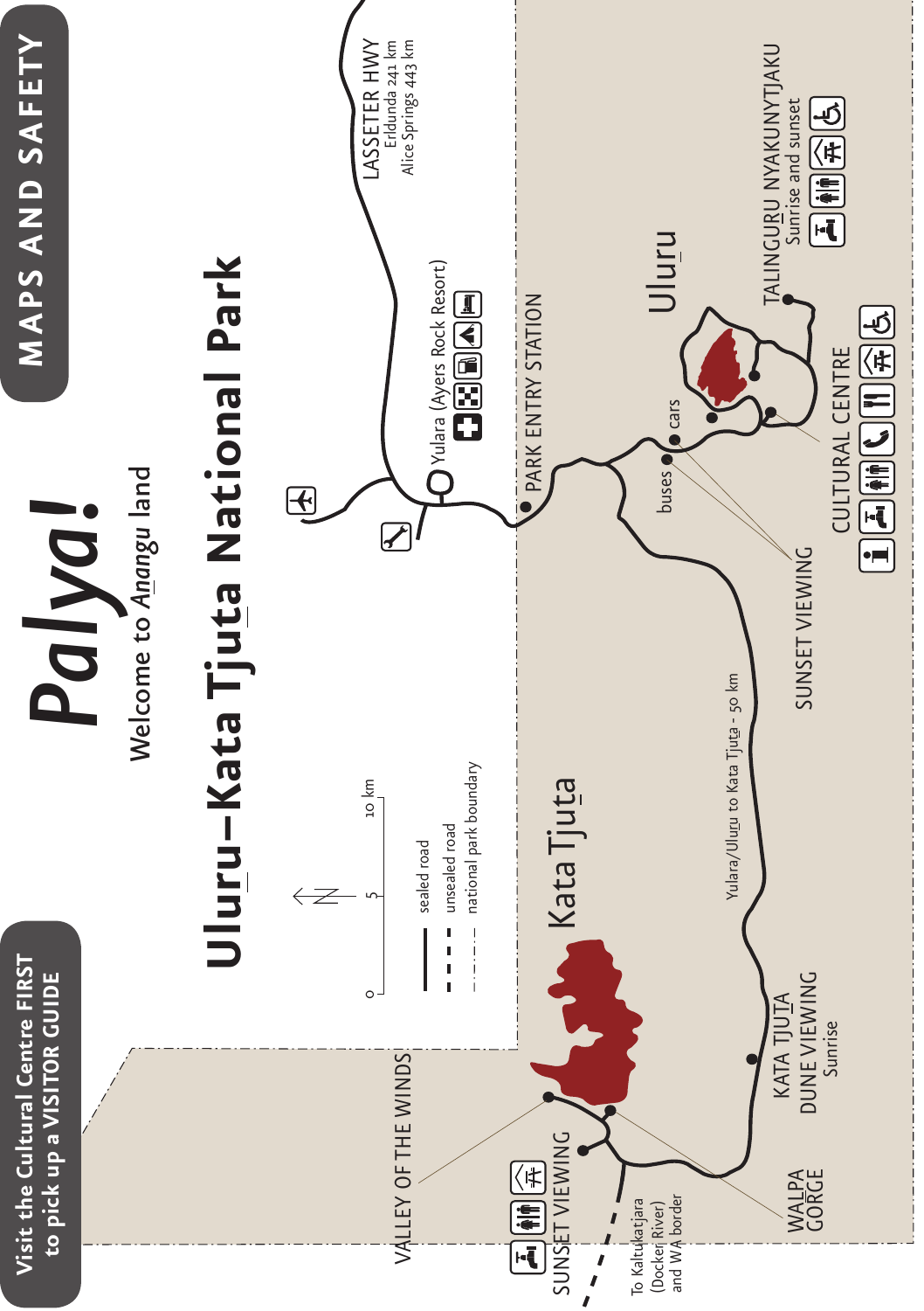# MAPS AND SAFETY

**Visit the Cultural Centre FIRST to pick up a VISITOR GUIDE**

# *Palya!*

Welcome to *Anangu* land

## Uluru–Kata Tjuta National Park

0 — 5 — 10 km

- sealed road
- unsealed road
- national park boundary

LASSETER HWY
Erldunda 241 km
Alice Springs 443 km

Yulara (Ayers Rock Resort)

PARK ENTRY STATION

Uluru

TALINGURU NYAKUNYTJAKU
Sunrise and sunset

CULTURAL CENTRE

buses

cars

SUNSET VIEWING

Yulara/Uluru to Kata Tjuta - 50 km

Kata Tjuta

KATA TJUTA DUNE VIEWING
Sunrise

VALLEY OF THE WINDS

SUNSET VIEWING

WALPA GORGE

To Kaltukatjara (Docker River) and WA border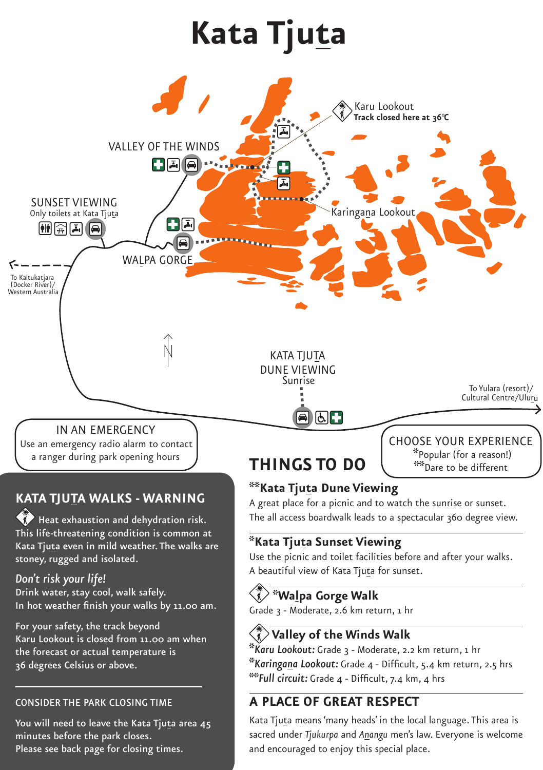# Kata Tjuta

VALLEY OF THE WINDS

Karu Lookout
**Track closed here at 36°C**

SUNSET VIEWING
Only toilets at Kata Tjuta

Karingana Lookout

WALPA GORGE

To Kaltukatjara (Docker River)/ Western Australia

N

KATA TJUTA DUNE VIEWING
Sunrise

To Yulara (resort)/ Cultural Centre/Uluru

IN AN EMERGENCY
Use an emergency radio alarm to contact a ranger during park opening hours

CHOOSE YOUR EXPERIENCE
*Popular (for a reason!)
**Dare to be different

## KATA TJUTA WALKS - WARNING

Heat exhaustion and dehydration risk. This life-threatening condition is common at Kata Tjuta even in mild weather. The walks are stoney, rugged and isolated.

*Don't risk your life!*
Drink water, stay cool, walk safely.
In hot weather finish your walks by 11.00 am.

For your safety, the track beyond Karu Lookout is closed from 11.00 am when the forecast or actual temperature is 36 degrees Celsius or above.

CONSIDER THE PARK CLOSING TIME

You will need to leave the Kata Tjuta area 45 minutes before the park closes.
Please see back page for closing times.

## THINGS TO DO

### **Kata Tjuta Dune Viewing

A great place for a picnic and to watch the sunrise or sunset. The all access boardwalk leads to a spectacular 360 degree view.

### *Kata Tjuta Sunset Viewing

Use the picnic and toilet facilities before and after your walks. A beautiful view of Kata Tjuta for sunset.

### *Walpa Gorge Walk

Grade 3 - Moderate, 2.6 km return, 1 hr

### Valley of the Winds Walk

**Karu Lookout:** Grade 3 - Moderate, 2.2 km return, 1 hr
**Karingana Lookout:** Grade 4 - Difficult, 5.4 km return, 2.5 hrs
***Full circuit:** Grade 4 - Difficult, 7.4 km, 4 hrs

## A PLACE OF GREAT RESPECT

Kata Tjuta means 'many heads' in the local language. This area is sacred under *Tjukurpa* and *Anangu* men's law. Everyone is welcome and encouraged to enjoy this special place.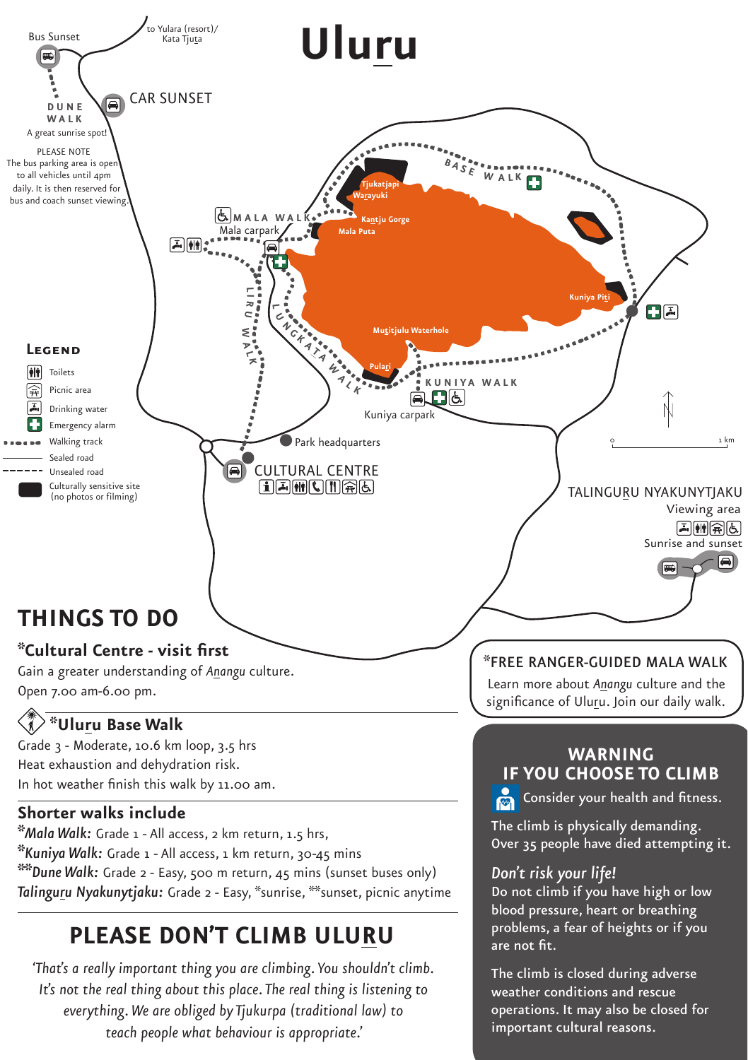# Uluru

Bus Sunset

to Yulara (resort)/ Kata Tjuta

CAR SUNSET

DUNE WALK

A great sunrise spot!

PLEASE NOTE
The bus parking area is open to all vehicles until 4pm daily. It is then reserved for bus and coach sunset viewing.

MALA WALK

Mala carpark

BASE WALK

Tjukatjapi

Warayuki

Kantju Gorge

Mala Puta

Kuniya Piti

Mutitjulu Waterhole

LIRU WALK

LUNGKATA WALK

Pulari

KUNIYA WALK

Kuniya carpark

Park headquarters

CULTURAL CENTRE

0 — 1 km

TALINGURU NYAKUNYTJAKU

Viewing area

Sunrise and sunset

## Legend

- Toilets
- Picnic area
- Drinking water
- Emergency alarm
- Walking track
- Sealed road
- Unsealed road
- Culturally sensitive site (no photos or filming)

## THINGS TO DO

### *Cultural Centre - visit first

Gain a greater understanding of *Anangu* culture.
Open 7.00 am-6.00 pm.

### *Uluru Base Walk

Grade 3 - Moderate, 10.6 km loop, 3.5 hrs
Heat exhaustion and dehydration risk.
In hot weather finish this walk by 11.00 am.

### Shorter walks include

**_*Mala Walk:_** Grade 1 - All access, 2 km return, 1.5 hrs,
**_*Kuniya Walk:_** Grade 1 - All access, 1 km return, 30-45 mins
**_**Dune Walk:_** Grade 2 - Easy, 500 m return, 45 mins (sunset buses only)
**_Talinguru Nyakunytjaku:_** Grade 2 - Easy, *sunrise, **sunset, picnic anytime

## PLEASE DON'T CLIMB ULURU

*'That's a really important thing you are climbing. You shouldn't climb. It's not the real thing about this place. The real thing is listening to everything. We are obliged by Tjukurpa (traditional law) to teach people what behaviour is appropriate.'*

### *FREE RANGER-GUIDED MALA WALK

Learn more about *Anangu* culture and the significance of Uluru. Join our daily walk.

## WARNING IF YOU CHOOSE TO CLIMB

Consider your health and fitness.

The climb is physically demanding. Over 35 people have died attempting it.

*Don't risk your life!*

Do not climb if you have high or low blood pressure, heart or breathing problems, a fear of heights or if you are not fit.

The climb is closed during adverse weather conditions and rescue operations. It may also be closed for important cultural reasons.